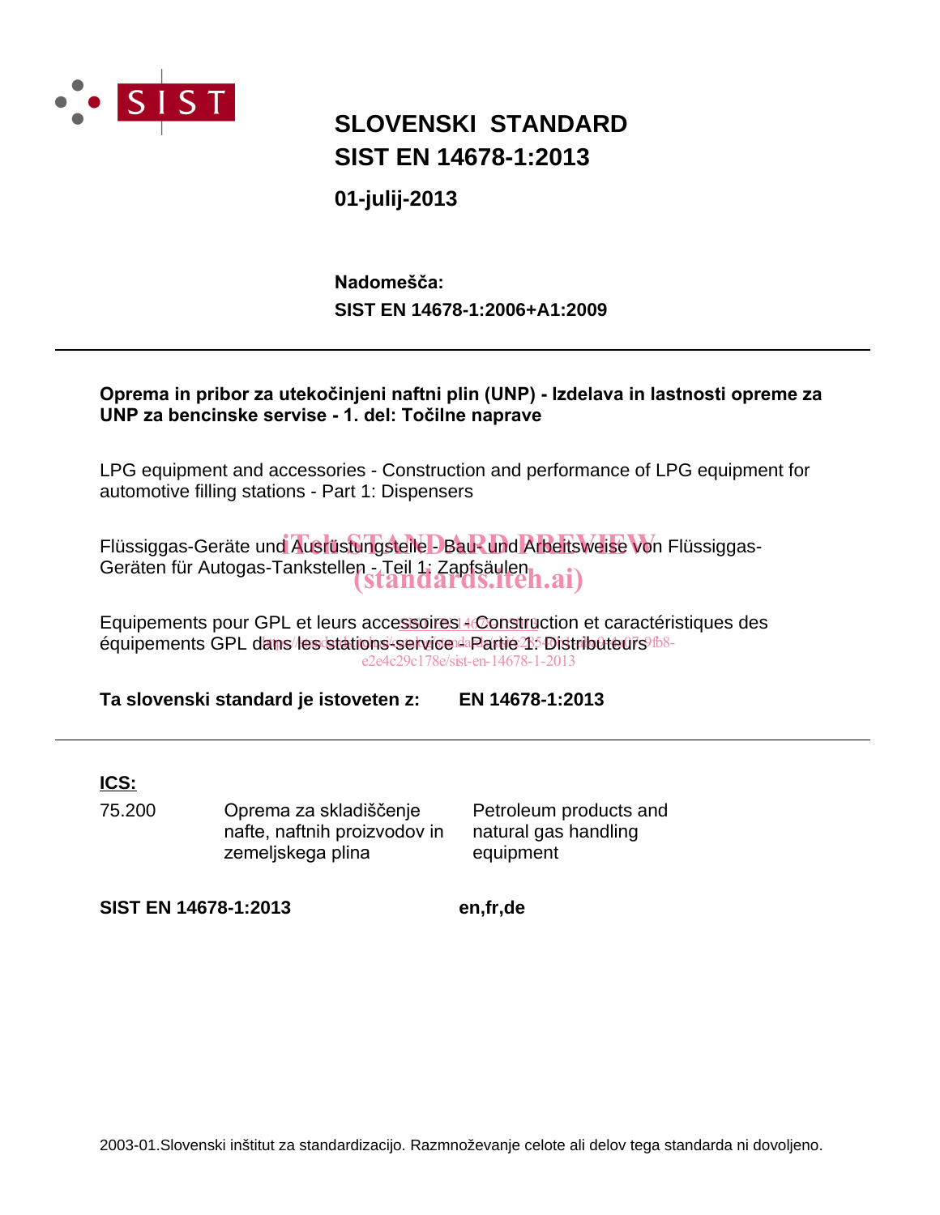SIST

# SLOVENSKI STANDARD
# SIST EN 14678-1:2013

**01-julij-2013**

**Nadomešča:**
**SIST EN 14678-1:2006+A1:2009**

---

**Oprema in pribor za utekočinjeni naftni plin (UNP) - Izdelava in lastnosti opreme za UNP za bencinske servise - 1. del: Točilne naprave**

LPG equipment and accessories - Construction and performance of LPG equipment for automotive filling stations - Part 1: Dispensers

Flüssiggas-Geräte und Ausrüstungsteile - Bau- und Arbeitsweise von Flüssiggas-Geräten für Autogas-Tankstellen - Teil 1: Zapfsäulen

Equipements pour GPL et leurs accessoires - Construction et caractéristiques des équipements GPL dans les stations-service - Partie 1: Distributeurs

**Ta slovenski standard je istoveten z:** **EN 14678-1:2013**

---

**ICS:**

| | | |
|---|---|---|
| 75.200 | Oprema za skladiščenje nafte, naftnih proizvodov in zemeljskega plina | Petroleum products and natural gas handling equipment |

**SIST EN 14678-1:2013** **en,fr,de**

2003-01.Slovenski inštitut za standardizacijo. Razmnoževanje celote ali delov tega standarda ni dovoljeno.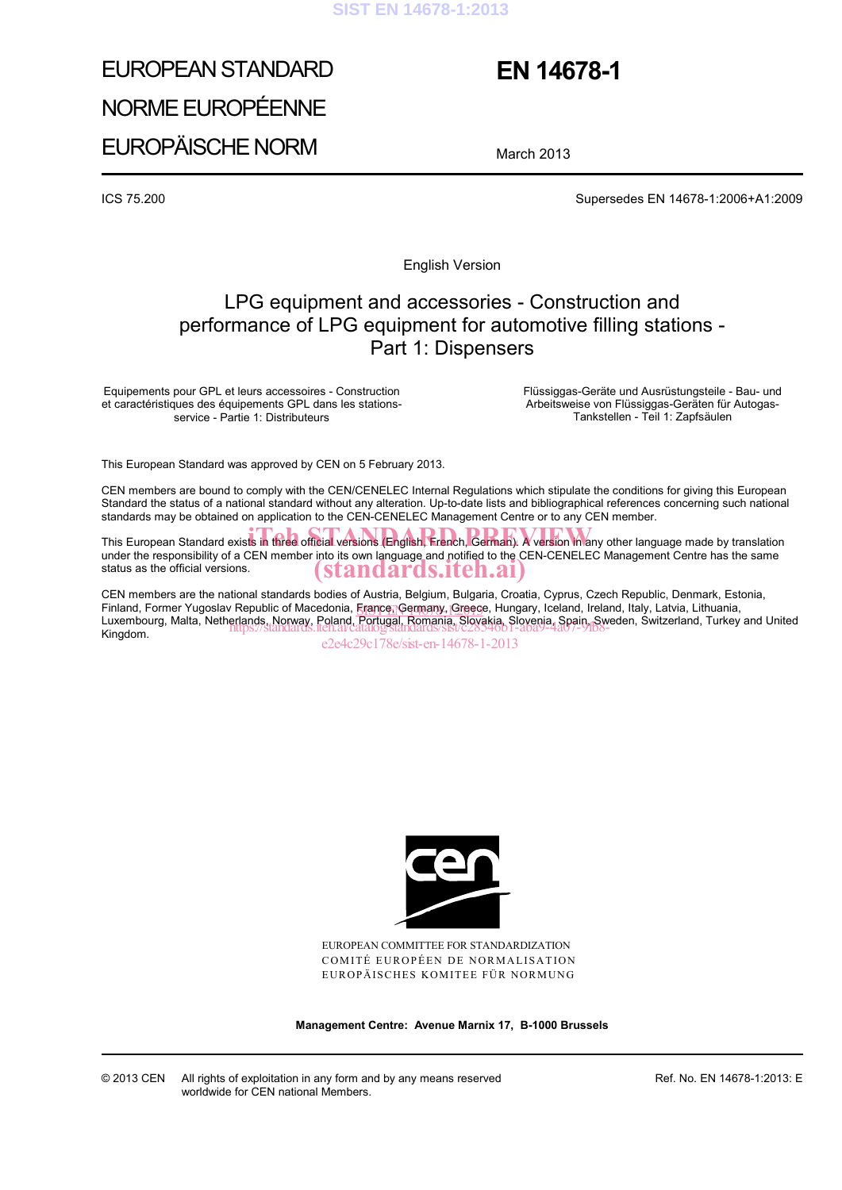# EUROPEAN STANDARD

# NORME EUROPÉENNE

# EUROPÄISCHE NORM

# EN 14678-1

March 2013

ICS 75.200

Supersedes EN 14678-1:2006+A1:2009

English Version

## LPG equipment and accessories - Construction and performance of LPG equipment for automotive filling stations - Part 1: Dispensers

Equipements pour GPL et leurs accessoires - Construction et caractéristiques des équipements GPL dans les stations-service - Partie 1: Distributeurs

Flüssiggas-Geräte und Ausrüstungsteile - Bau- und Arbeitsweise von Flüssiggas-Geräten für Autogas-Tankstellen - Teil 1: Zapfsäulen

This European Standard was approved by CEN on 5 February 2013.

CEN members are bound to comply with the CEN/CENELEC Internal Regulations which stipulate the conditions for giving this European Standard the status of a national standard without any alteration. Up-to-date lists and bibliographical references concerning such national standards may be obtained on application to the CEN-CENELEC Management Centre or to any CEN member.

This European Standard exists in three official versions (English, French, German). A version in any other language made by translation under the responsibility of a CEN member into its own language and notified to the CEN-CENELEC Management Centre has the same status as the official versions.

CEN members are the national standards bodies of Austria, Belgium, Bulgaria, Croatia, Cyprus, Czech Republic, Denmark, Estonia, Finland, Former Yugoslav Republic of Macedonia, France, Germany, Greece, Hungary, Iceland, Ireland, Italy, Latvia, Lithuania, Luxembourg, Malta, Netherlands, Norway, Poland, Portugal, Romania, Slovakia, Slovenia, Spain, Sweden, Switzerland, Turkey and United Kingdom.

EUROPEAN COMMITTEE FOR STANDARDIZATION
COMITÉ EUROPÉEN DE NORMALISATION
EUROPÄISCHES KOMITEE FÜR NORMUNG

**Management Centre: Avenue Marnix 17, B-1000 Brussels**

© 2013 CEN All rights of exploitation in any form and by any means reserved worldwide for CEN national Members.

Ref. No. EN 14678-1:2013: E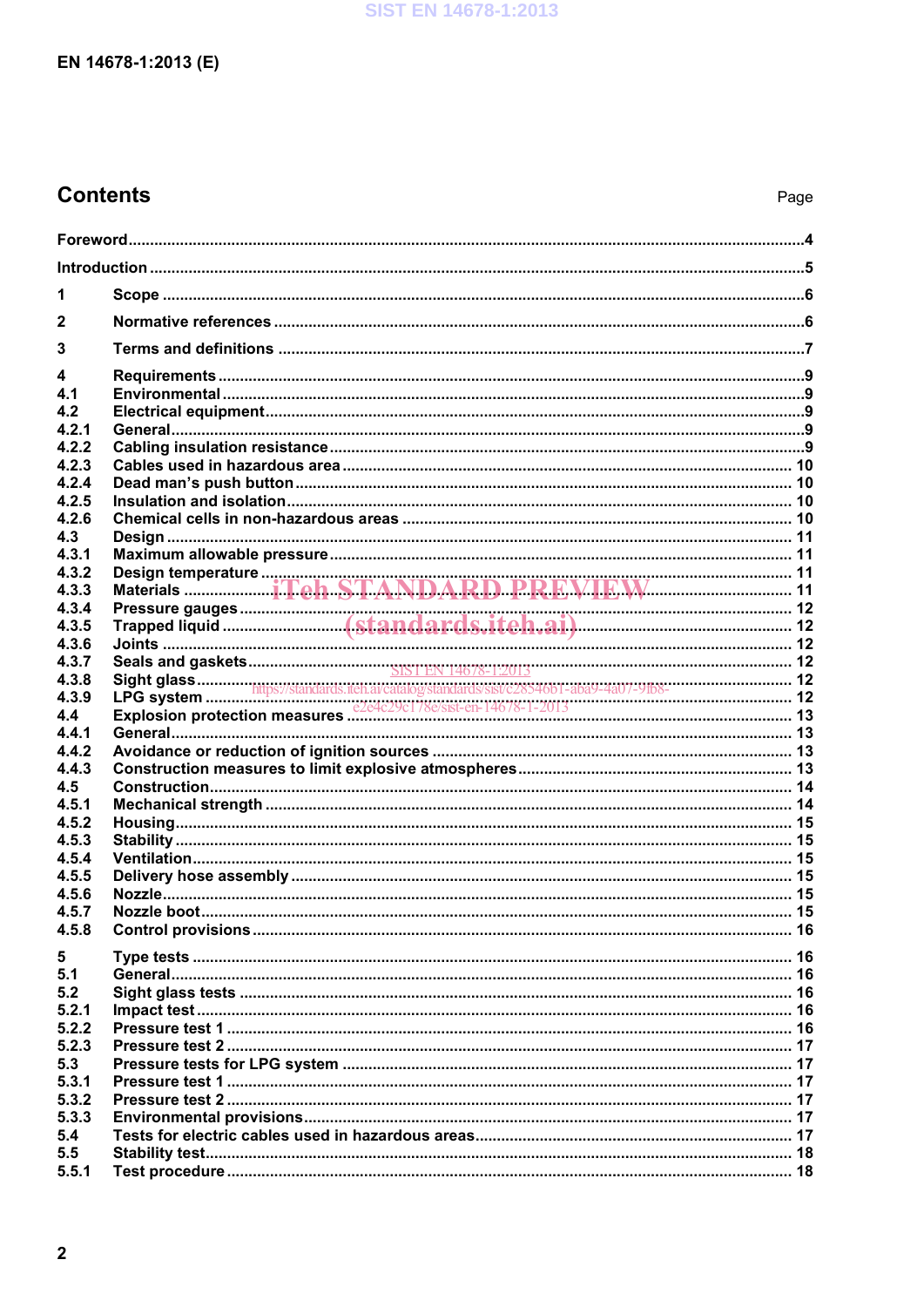# Contents

Page

Foreword .....4

Introduction .....5

1 Scope .....6

2 Normative references .....6

3 Terms and definitions .....7

4 Requirements .....9
4.1 Environmental .....9
4.2 Electrical equipment .....9
4.2.1 General .....9
4.2.2 Cabling insulation resistance .....9
4.2.3 Cables used in hazardous area .....10
4.2.4 Dead man's push button .....10
4.2.5 Insulation and isolation .....10
4.2.6 Chemical cells in non-hazardous areas .....10
4.3 Design .....11
4.3.1 Maximum allowable pressure .....11
4.3.2 Design temperature .....11
4.3.3 Materials .....11
4.3.4 Pressure gauges .....12
4.3.5 Trapped liquid .....12
4.3.6 Joints .....12
4.3.7 Seals and gaskets .....12
4.3.8 Sight glass .....12
4.3.9 LPG system .....12
4.4 Explosion protection measures .....13
4.4.1 General .....13
4.4.2 Avoidance or reduction of ignition sources .....13
4.4.3 Construction measures to limit explosive atmospheres .....13
4.5 Construction .....14
4.5.1 Mechanical strength .....14
4.5.2 Housing .....15
4.5.3 Stability .....15
4.5.4 Ventilation .....15
4.5.5 Delivery hose assembly .....15
4.5.6 Nozzle .....15
4.5.7 Nozzle boot .....15
4.5.8 Control provisions .....16

5 Type tests .....16
5.1 General .....16
5.2 Sight glass tests .....16
5.2.1 Impact test .....16
5.2.2 Pressure test 1 .....16
5.2.3 Pressure test 2 .....17
5.3 Pressure tests for LPG system .....17
5.3.1 Pressure test 1 .....17
5.3.2 Pressure test 2 .....17
5.3.3 Environmental provisions .....17
5.4 Tests for electric cables used in hazardous areas .....17
5.5 Stability test .....18
5.5.1 Test procedure .....18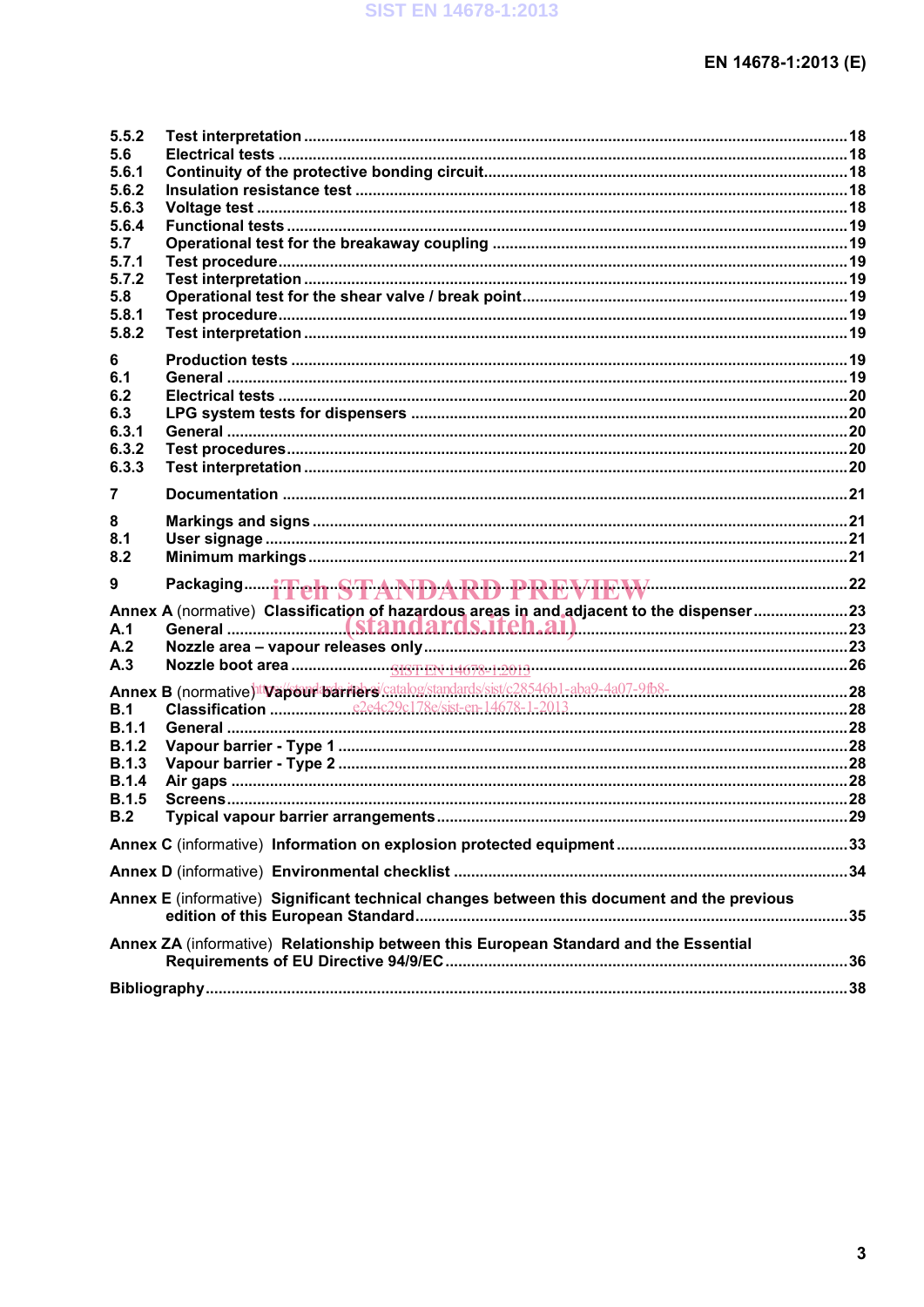5.5.2 Test interpretation ..... 18
5.6 Electrical tests ..... 18
5.6.1 Continuity of the protective bonding circuit ..... 18
5.6.2 Insulation resistance test ..... 18
5.6.3 Voltage test ..... 18
5.6.4 Functional tests ..... 19
5.7 Operational test for the breakaway coupling ..... 19
5.7.1 Test procedure ..... 19
5.7.2 Test interpretation ..... 19
5.8 Operational test for the shear valve / break point ..... 19
5.8.1 Test procedure ..... 19
5.8.2 Test interpretation ..... 19

6 Production tests ..... 19
6.1 General ..... 19
6.2 Electrical tests ..... 20
6.3 LPG system tests for dispensers ..... 20
6.3.1 General ..... 20
6.3.2 Test procedures ..... 20
6.3.3 Test interpretation ..... 20

7 Documentation ..... 21

8 Markings and signs ..... 21
8.1 User signage ..... 21
8.2 Minimum markings ..... 21

9 Packaging ..... 22

Annex A (normative) Classification of hazardous areas in and adjacent to the dispenser ..... 23
A.1 General ..... 23
A.2 Nozzle area – vapour releases only ..... 23
A.3 Nozzle boot area ..... 26

Annex B (normative) Vapour barriers ..... 28
B.1 Classification ..... 28
B.1.1 General ..... 28
B.1.2 Vapour barrier - Type 1 ..... 28
B.1.3 Vapour barrier - Type 2 ..... 28
B.1.4 Air gaps ..... 28
B.1.5 Screens ..... 28
B.2 Typical vapour barrier arrangements ..... 29

Annex C (informative) Information on explosion protected equipment ..... 33

Annex D (informative) Environmental checklist ..... 34

Annex E (informative) Significant technical changes between this document and the previous edition of this European Standard ..... 35

Annex ZA (informative) Relationship between this European Standard and the Essential Requirements of EU Directive 94/9/EC ..... 36

Bibliography ..... 38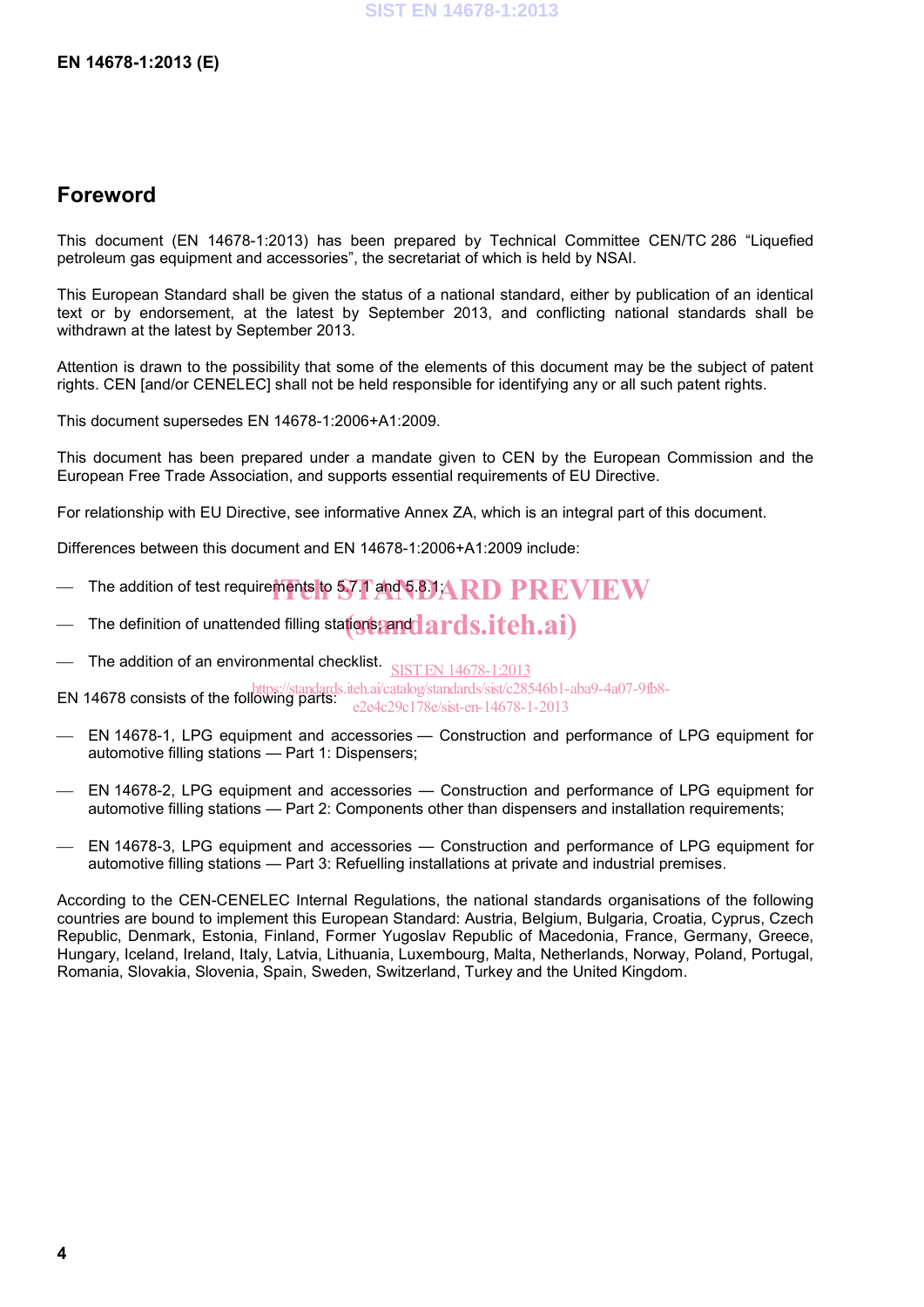# Foreword

This document (EN 14678-1:2013) has been prepared by Technical Committee CEN/TC 286 “Liquefied petroleum gas equipment and accessories”, the secretariat of which is held by NSAI.

This European Standard shall be given the status of a national standard, either by publication of an identical text or by endorsement, at the latest by September 2013, and conflicting national standards shall be withdrawn at the latest by September 2013.

Attention is drawn to the possibility that some of the elements of this document may be the subject of patent rights. CEN [and/or CENELEC] shall not be held responsible for identifying any or all such patent rights.

This document supersedes EN 14678-1:2006+A1:2009.

This document has been prepared under a mandate given to CEN by the European Commission and the European Free Trade Association, and supports essential requirements of EU Directive.

For relationship with EU Directive, see informative Annex ZA, which is an integral part of this document.

Differences between this document and EN 14678-1:2006+A1:2009 include:

- The addition of test requirements to 5.7.1 and 5.8.1;
- The definition of unattended filling stations; and
- The addition of an environmental checklist.

EN 14678 consists of the following parts:

- EN 14678-1, LPG equipment and accessories — Construction and performance of LPG equipment for automotive filling stations — Part 1: Dispensers;
- EN 14678-2, LPG equipment and accessories — Construction and performance of LPG equipment for automotive filling stations — Part 2: Components other than dispensers and installation requirements;
- EN 14678-3, LPG equipment and accessories — Construction and performance of LPG equipment for automotive filling stations — Part 3: Refuelling installations at private and industrial premises.

According to the CEN-CENELEC Internal Regulations, the national standards organisations of the following countries are bound to implement this European Standard: Austria, Belgium, Bulgaria, Croatia, Cyprus, Czech Republic, Denmark, Estonia, Finland, Former Yugoslav Republic of Macedonia, France, Germany, Greece, Hungary, Iceland, Ireland, Italy, Latvia, Lithuania, Luxembourg, Malta, Netherlands, Norway, Poland, Portugal, Romania, Slovakia, Slovenia, Spain, Sweden, Switzerland, Turkey and the United Kingdom.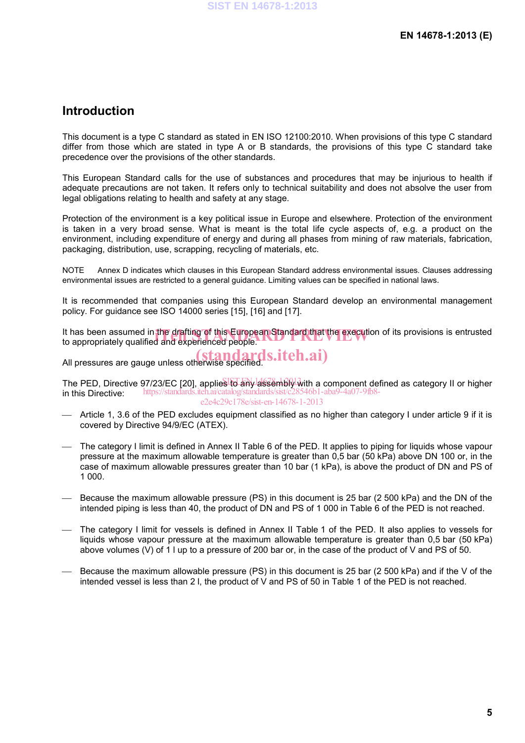## Introduction

This document is a type C standard as stated in EN ISO 12100:2010. When provisions of this type C standard differ from those which are stated in type A or B standards, the provisions of this type C standard take precedence over the provisions of the other standards.

This European Standard calls for the use of substances and procedures that may be injurious to health if adequate precautions are not taken. It refers only to technical suitability and does not absolve the user from legal obligations relating to health and safety at any stage.

Protection of the environment is a key political issue in Europe and elsewhere. Protection of the environment is taken in a very broad sense. What is meant is the total life cycle aspects of, e.g. a product on the environment, including expenditure of energy and during all phases from mining of raw materials, fabrication, packaging, distribution, use, scrapping, recycling of materials, etc.

NOTE Annex D indicates which clauses in this European Standard address environmental issues. Clauses addressing environmental issues are restricted to a general guidance. Limiting values can be specified in national laws.

It is recommended that companies using this European Standard develop an environmental management policy. For guidance see ISO 14000 series [15], [16] and [17].

It has been assumed in the drafting of this European Standard that the execution of its provisions is entrusted to appropriately qualified and experienced people.

All pressures are gauge unless otherwise specified.

The PED, Directive 97/23/EC [20], applies to any assembly with a component defined as category II or higher in this Directive:

- Article 1, 3.6 of the PED excludes equipment classified as no higher than category I under article 9 if it is covered by Directive 94/9/EC (ATEX).
- The category I limit is defined in Annex II Table 6 of the PED. It applies to piping for liquids whose vapour pressure at the maximum allowable temperature is greater than 0,5 bar (50 kPa) above DN 100 or, in the case of maximum allowable pressures greater than 10 bar (1 kPa), is above the product of DN and PS of 1 000.
- Because the maximum allowable pressure (PS) in this document is 25 bar (2 500 kPa) and the DN of the intended piping is less than 40, the product of DN and PS of 1 000 in Table 6 of the PED is not reached.
- The category I limit for vessels is defined in Annex II Table 1 of the PED. It also applies to vessels for liquids whose vapour pressure at the maximum allowable temperature is greater than 0,5 bar (50 kPa) above volumes (V) of 1 l up to a pressure of 200 bar or, in the case of the product of V and PS of 50.
- Because the maximum allowable pressure (PS) in this document is 25 bar (2 500 kPa) and if the V of the intended vessel is less than 2 l, the product of V and PS of 50 in Table 1 of the PED is not reached.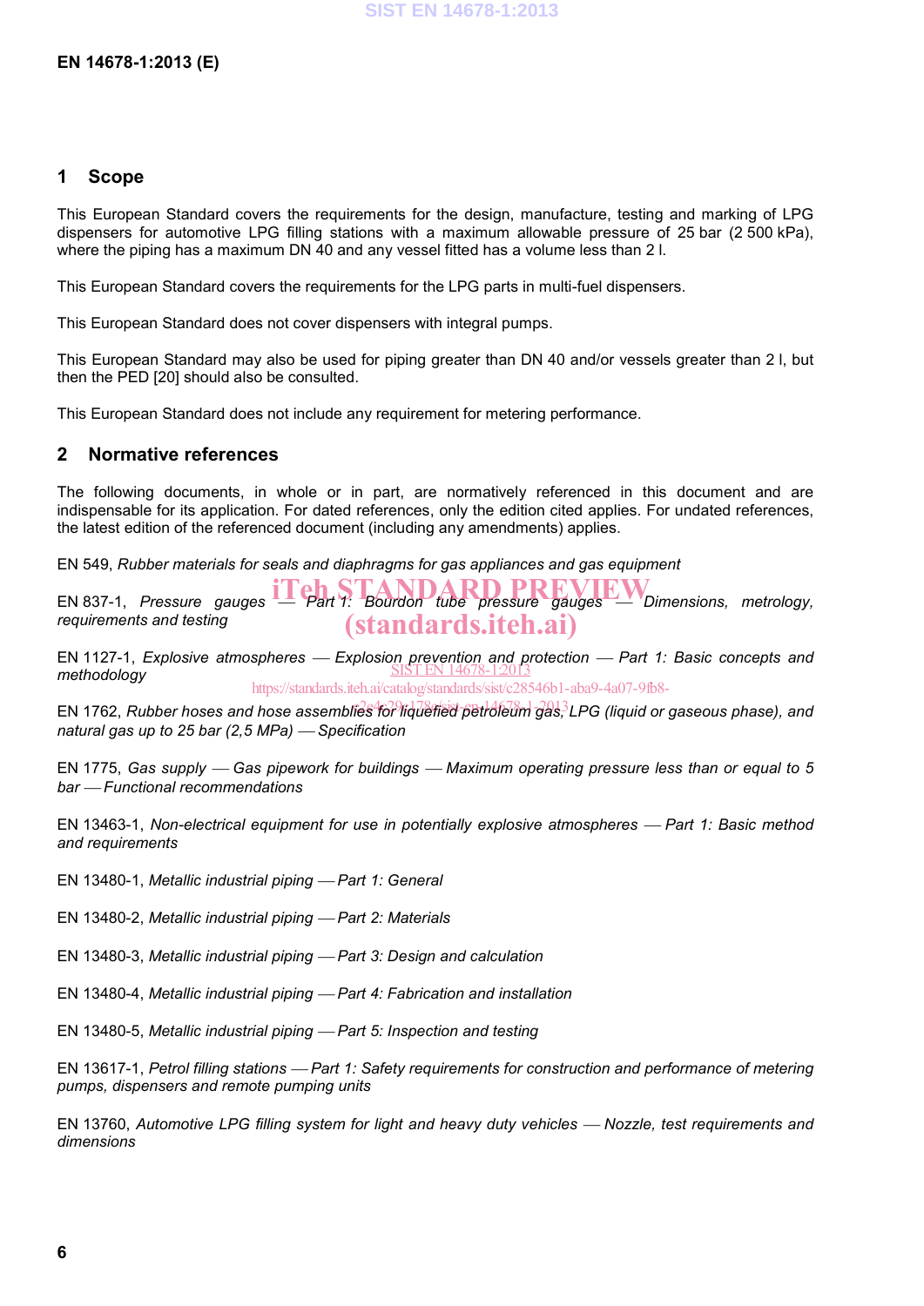## 1 Scope

This European Standard covers the requirements for the design, manufacture, testing and marking of LPG dispensers for automotive LPG filling stations with a maximum allowable pressure of 25 bar (2 500 kPa), where the piping has a maximum DN 40 and any vessel fitted has a volume less than 2 l.

This European Standard covers the requirements for the LPG parts in multi-fuel dispensers.

This European Standard does not cover dispensers with integral pumps.

This European Standard may also be used for piping greater than DN 40 and/or vessels greater than 2 l, but then the PED [20] should also be consulted.

This European Standard does not include any requirement for metering performance.

## 2 Normative references

The following documents, in whole or in part, are normatively referenced in this document and are indispensable for its application. For dated references, only the edition cited applies. For undated references, the latest edition of the referenced document (including any amendments) applies.

EN 549, *Rubber materials for seals and diaphragms for gas appliances and gas equipment*

EN 837-1, *Pressure gauges — Part 1: Bourdon tube pressure gauges — Dimensions, metrology, requirements and testing*

EN 1127-1, *Explosive atmospheres — Explosion prevention and protection — Part 1: Basic concepts and methodology*

EN 1762, *Rubber hoses and hose assemblies for liquefied petroleum gas, LPG (liquid or gaseous phase), and natural gas up to 25 bar (2,5 MPa) — Specification*

EN 1775, *Gas supply — Gas pipework for buildings — Maximum operating pressure less than or equal to 5 bar — Functional recommendations*

EN 13463-1, *Non-electrical equipment for use in potentially explosive atmospheres — Part 1: Basic method and requirements*

EN 13480-1, *Metallic industrial piping — Part 1: General*

EN 13480-2, *Metallic industrial piping — Part 2: Materials*

EN 13480-3, *Metallic industrial piping — Part 3: Design and calculation*

EN 13480-4, *Metallic industrial piping — Part 4: Fabrication and installation*

EN 13480-5, *Metallic industrial piping — Part 5: Inspection and testing*

EN 13617-1, *Petrol filling stations — Part 1: Safety requirements for construction and performance of metering pumps, dispensers and remote pumping units*

EN 13760, *Automotive LPG filling system for light and heavy duty vehicles — Nozzle, test requirements and dimensions*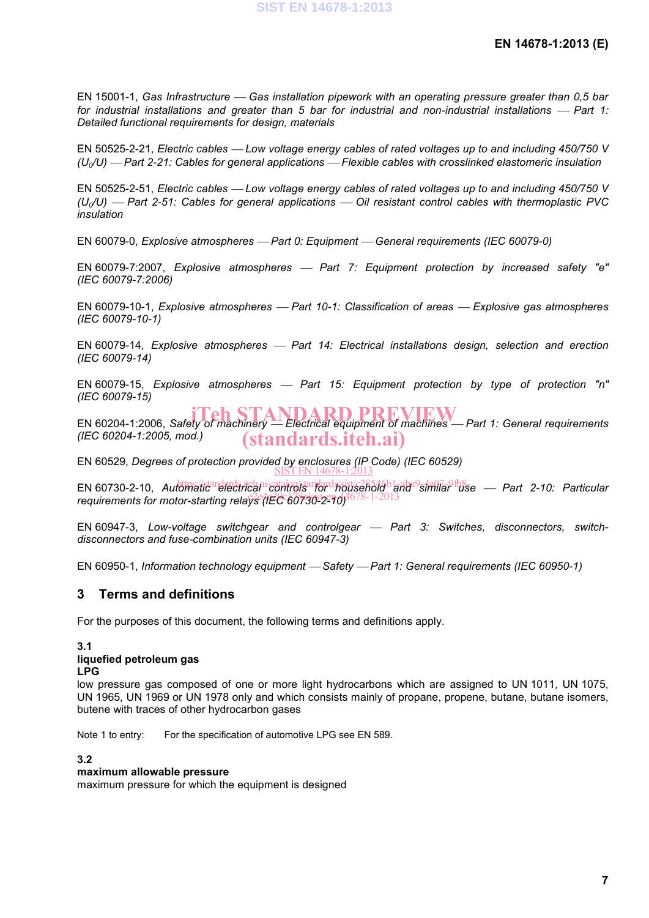EN 15001-1, *Gas Infrastructure — Gas installation pipework with an operating pressure greater than 0,5 bar for industrial installations and greater than 5 bar for industrial and non-industrial installations — Part 1: Detailed functional requirements for design, materials*

EN 50525-2-21, *Electric cables — Low voltage energy cables of rated voltages up to and including 450/750 V ($U_0$/U) — Part 2-21: Cables for general applications — Flexible cables with crosslinked elastomeric insulation*

EN 50525-2-51, *Electric cables — Low voltage energy cables of rated voltages up to and including 450/750 V ($U_0$/U) — Part 2-51: Cables for general applications — Oil resistant control cables with thermoplastic PVC insulation*

EN 60079-0, *Explosive atmospheres — Part 0: Equipment — General requirements (IEC 60079-0)*

EN 60079-7:2007, *Explosive atmospheres — Part 7: Equipment protection by increased safety "e" (IEC 60079-7:2006)*

EN 60079-10-1, *Explosive atmospheres — Part 10-1: Classification of areas — Explosive gas atmospheres (IEC 60079-10-1)*

EN 60079-14, *Explosive atmospheres — Part 14: Electrical installations design, selection and erection (IEC 60079-14)*

EN 60079-15, *Explosive atmospheres — Part 15: Equipment protection by type of protection "n" (IEC 60079-15)*

EN 60204-1:2006, *Safety of machinery — Electrical equipment of machines — Part 1: General requirements (IEC 60204-1:2005, mod.)*

EN 60529, *Degrees of protection provided by enclosures (IP Code) (IEC 60529)*

EN 60730-2-10, *Automatic electrical controls for household and similar use — Part 2-10: Particular requirements for motor-starting relays (IEC 60730-2-10)*

EN 60947-3, *Low-voltage switchgear and controlgear — Part 3: Switches, disconnectors, switch-disconnectors and fuse-combination units (IEC 60947-3)*

EN 60950-1, *Information technology equipment — Safety — Part 1: General requirements (IEC 60950-1)*

## 3 Terms and definitions

For the purposes of this document, the following terms and definitions apply.

**3.1**
**liquefied petroleum gas**
**LPG**
low pressure gas composed of one or more light hydrocarbons which are assigned to UN 1011, UN 1075, UN 1965, UN 1969 or UN 1978 only and which consists mainly of propane, propene, butane, butane isomers, butene with traces of other hydrocarbon gases

Note 1 to entry: For the specification of automotive LPG see EN 589.

**3.2**
**maximum allowable pressure**
maximum pressure for which the equipment is designed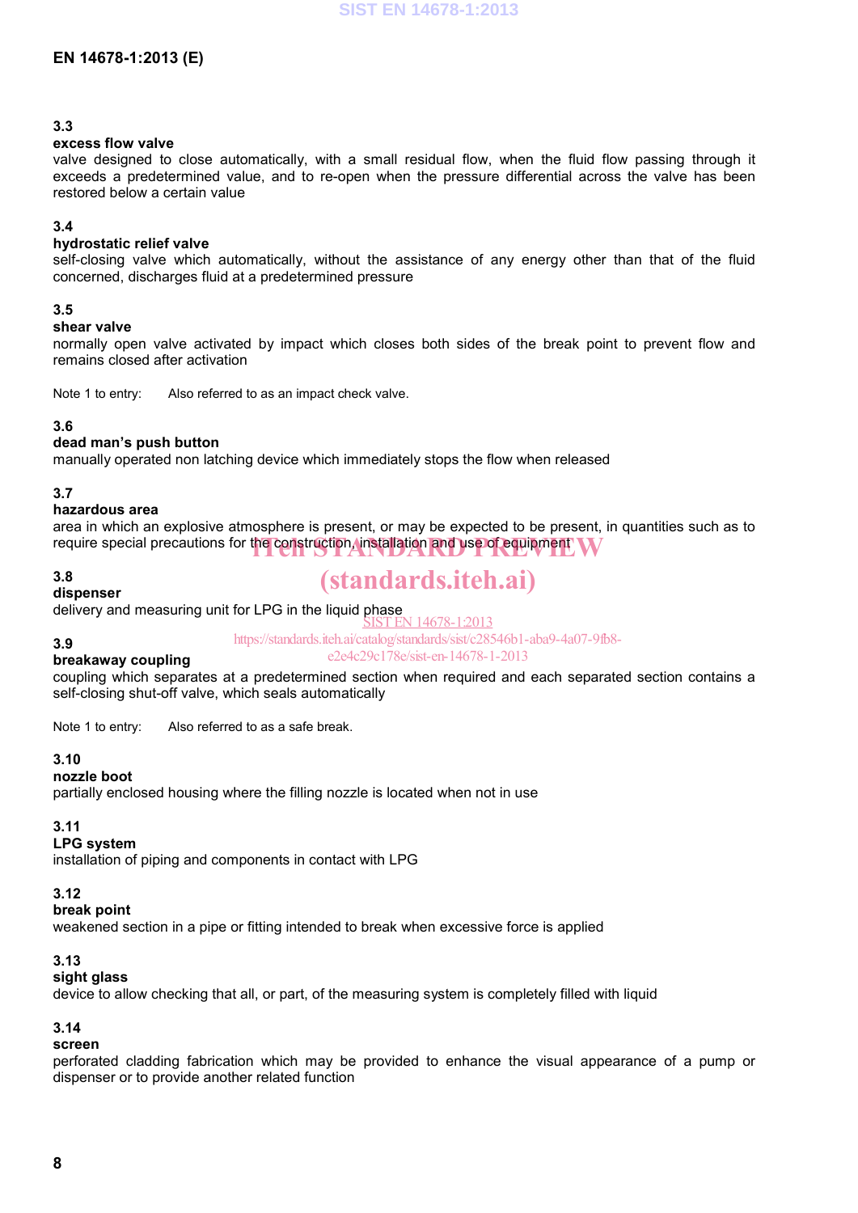### 3.3
**excess flow valve**
valve designed to close automatically, with a small residual flow, when the fluid flow passing through it exceeds a predetermined value, and to re-open when the pressure differential across the valve has been restored below a certain value

### 3.4
**hydrostatic relief valve**
self-closing valve which automatically, without the assistance of any energy other than that of the fluid concerned, discharges fluid at a predetermined pressure

### 3.5
**shear valve**
normally open valve activated by impact which closes both sides of the break point to prevent flow and remains closed after activation

Note 1 to entry: Also referred to as an impact check valve.

### 3.6
**dead man's push button**
manually operated non latching device which immediately stops the flow when released

### 3.7
**hazardous area**
area in which an explosive atmosphere is present, or may be expected to be present, in quantities such as to require special precautions for the construction, installation and use of equipment

### 3.8
**dispenser**
delivery and measuring unit for LPG in the liquid phase

### 3.9
**breakaway coupling**
coupling which separates at a predetermined section when required and each separated section contains a self-closing shut-off valve, which seals automatically

Note 1 to entry: Also referred to as a safe break.

### 3.10
**nozzle boot**
partially enclosed housing where the filling nozzle is located when not in use

### 3.11
**LPG system**
installation of piping and components in contact with LPG

### 3.12
**break point**
weakened section in a pipe or fitting intended to break when excessive force is applied

### 3.13
**sight glass**
device to allow checking that all, or part, of the measuring system is completely filled with liquid

### 3.14
**screen**
perforated cladding fabrication which may be provided to enhance the visual appearance of a pump or dispenser or to provide another related function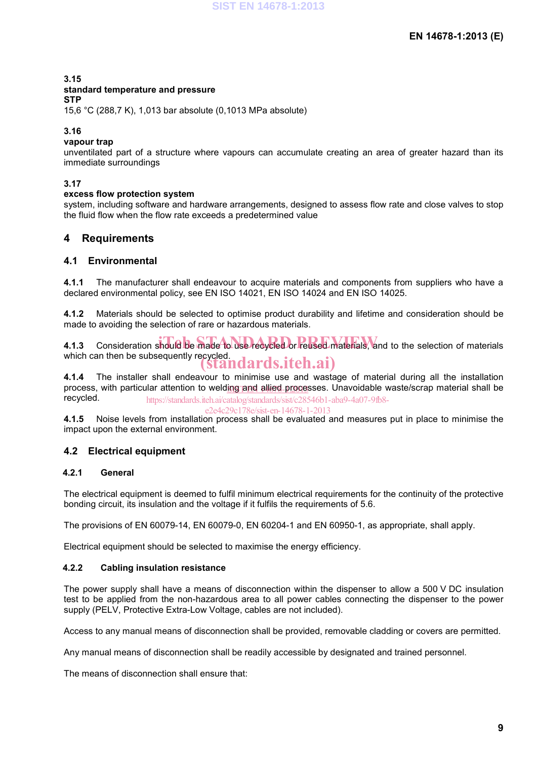**3.15**
**standard temperature and pressure**
**STP**
15,6 °C (288,7 K), 1,013 bar absolute (0,1013 MPa absolute)

**3.16**
**vapour trap**
unventilated part of a structure where vapours can accumulate creating an area of greater hazard than its immediate surroundings

**3.17**
**excess flow protection system**
system, including software and hardware arrangements, designed to assess flow rate and close valves to stop the fluid flow when the flow rate exceeds a predetermined value

# 4 Requirements

## 4.1 Environmental

**4.1.1** The manufacturer shall endeavour to acquire materials and components from suppliers who have a declared environmental policy, see EN ISO 14021, EN ISO 14024 and EN ISO 14025.

**4.1.2** Materials should be selected to optimise product durability and lifetime and consideration should be made to avoiding the selection of rare or hazardous materials.

**4.1.3** Consideration should be made to use recycled or reused materials, and to the selection of materials which can then be subsequently recycled.

**4.1.4** The installer shall endeavour to minimise use and wastage of material during all the installation process, with particular attention to welding and allied processes. Unavoidable waste/scrap material shall be recycled.

**4.1.5** Noise levels from installation process shall be evaluated and measures put in place to minimise the impact upon the external environment.

## 4.2 Electrical equipment

### 4.2.1 General

The electrical equipment is deemed to fulfil minimum electrical requirements for the continuity of the protective bonding circuit, its insulation and the voltage if it fulfils the requirements of 5.6.

The provisions of EN 60079-14, EN 60079-0, EN 60204-1 and EN 60950-1, as appropriate, shall apply.

Electrical equipment should be selected to maximise the energy efficiency.

### 4.2.2 Cabling insulation resistance

The power supply shall have a means of disconnection within the dispenser to allow a 500 V DC insulation test to be applied from the non-hazardous area to all power cables connecting the dispenser to the power supply (PELV, Protective Extra-Low Voltage, cables are not included).

Access to any manual means of disconnection shall be provided, removable cladding or covers are permitted.

Any manual means of disconnection shall be readily accessible by designated and trained personnel.

The means of disconnection shall ensure that: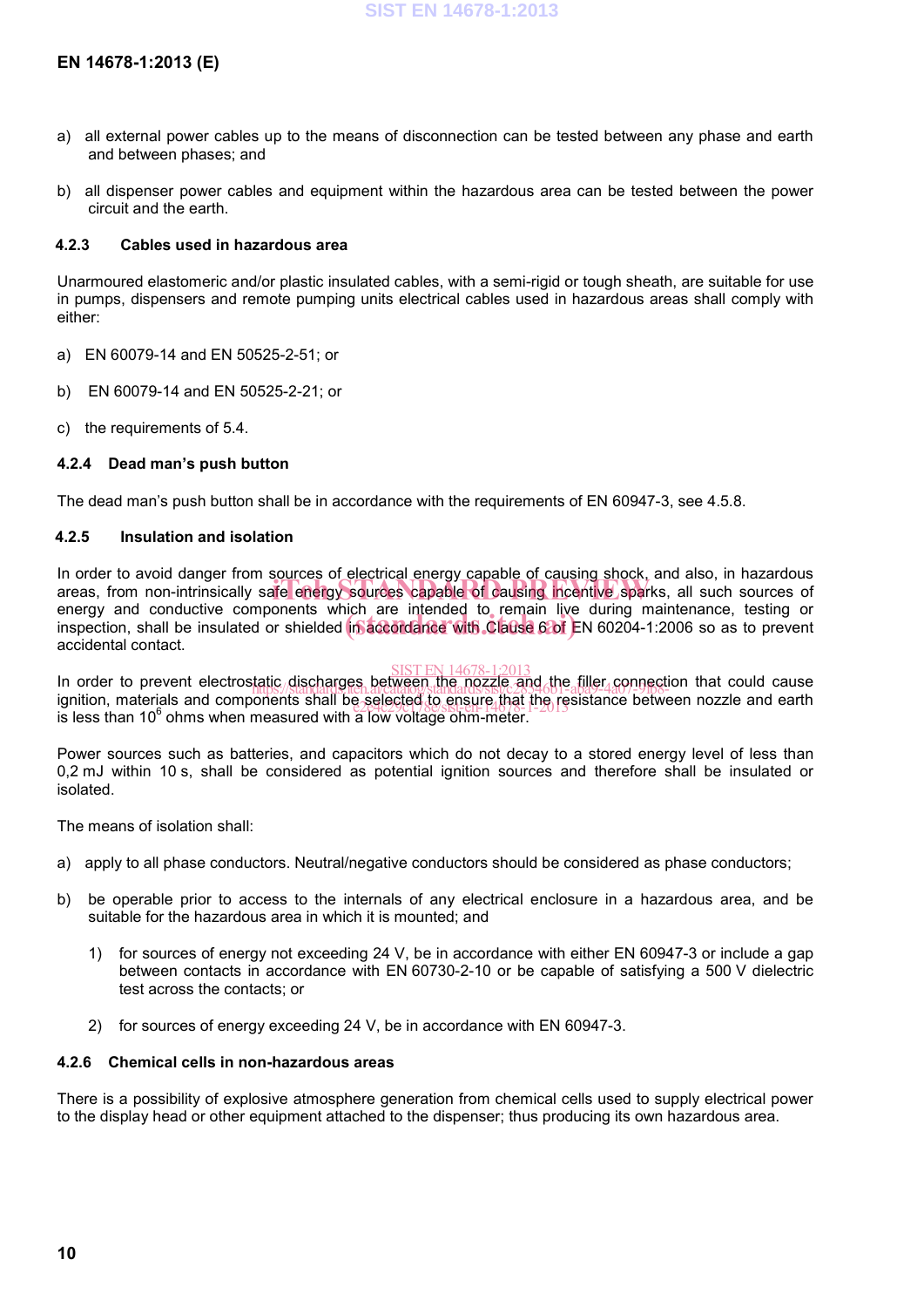a) all external power cables up to the means of disconnection can be tested between any phase and earth and between phases; and

b) all dispenser power cables and equipment within the hazardous area can be tested between the power circuit and the earth.

### 4.2.3 Cables used in hazardous area

Unarmoured elastomeric and/or plastic insulated cables, with a semi-rigid or tough sheath, are suitable for use in pumps, dispensers and remote pumping units electrical cables used in hazardous areas shall comply with either:

a) EN 60079-14 and EN 50525-2-51; or

b) EN 60079-14 and EN 50525-2-21; or

c) the requirements of 5.4.

### 4.2.4 Dead man's push button

The dead man's push button shall be in accordance with the requirements of EN 60947-3, see 4.5.8.

### 4.2.5 Insulation and isolation

In order to avoid danger from sources of electrical energy capable of causing shock, and also, in hazardous areas, from non-intrinsically safe energy sources capable of causing incentive sparks, all such sources of energy and conductive components which are intended to remain live during maintenance, testing or inspection, shall be insulated or shielded in accordance with Clause 6 of EN 60204-1:2006 so as to prevent accidental contact.

In order to prevent electrostatic discharges between the nozzle and the filler connection that could cause ignition, materials and components shall be selected to ensure that the resistance between nozzle and earth is less than $10^6$ ohms when measured with a low voltage ohm-meter.

Power sources such as batteries, and capacitors which do not decay to a stored energy level of less than 0,2 mJ within 10 s, shall be considered as potential ignition sources and therefore shall be insulated or isolated.

The means of isolation shall:

a) apply to all phase conductors. Neutral/negative conductors should be considered as phase conductors;

b) be operable prior to access to the internals of any electrical enclosure in a hazardous area, and be suitable for the hazardous area in which it is mounted; and

   1) for sources of energy not exceeding 24 V, be in accordance with either EN 60947-3 or include a gap between contacts in accordance with EN 60730-2-10 or be capable of satisfying a 500 V dielectric test across the contacts; or

   2) for sources of energy exceeding 24 V, be in accordance with EN 60947-3.

### 4.2.6 Chemical cells in non-hazardous areas

There is a possibility of explosive atmosphere generation from chemical cells used to supply electrical power to the display head or other equipment attached to the dispenser; thus producing its own hazardous area.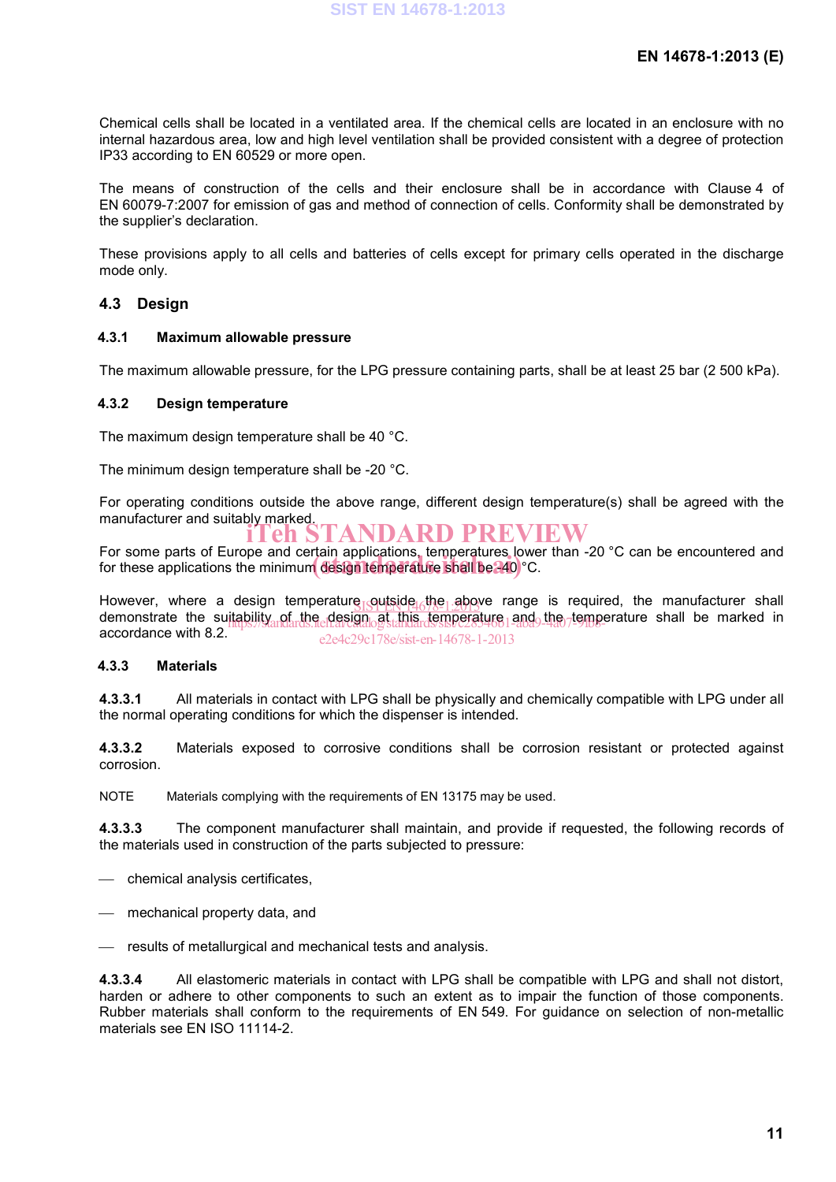Chemical cells shall be located in a ventilated area. If the chemical cells are located in an enclosure with no internal hazardous area, low and high level ventilation shall be provided consistent with a degree of protection IP33 according to EN 60529 or more open.

The means of construction of the cells and their enclosure shall be in accordance with Clause 4 of EN 60079-7:2007 for emission of gas and method of connection of cells. Conformity shall be demonstrated by the supplier's declaration.

These provisions apply to all cells and batteries of cells except for primary cells operated in the discharge mode only.

## 4.3 Design

### 4.3.1 Maximum allowable pressure

The maximum allowable pressure, for the LPG pressure containing parts, shall be at least 25 bar (2 500 kPa).

### 4.3.2 Design temperature

The maximum design temperature shall be 40 °C.

The minimum design temperature shall be -20 °C.

For operating conditions outside the above range, different design temperature(s) shall be agreed with the manufacturer and suitably marked.

For some parts of Europe and certain applications, temperatures lower than -20 °C can be encountered and for these applications the minimum design temperature shall be -40 °C.

However, where a design temperature outside the above range is required, the manufacturer shall demonstrate the suitability of the design at this temperature and the temperature shall be marked in accordance with 8.2.

### 4.3.3 Materials

**4.3.3.1** All materials in contact with LPG shall be physically and chemically compatible with LPG under all the normal operating conditions for which the dispenser is intended.

**4.3.3.2** Materials exposed to corrosive conditions shall be corrosion resistant or protected against corrosion.

NOTE Materials complying with the requirements of EN 13175 may be used.

**4.3.3.3** The component manufacturer shall maintain, and provide if requested, the following records of the materials used in construction of the parts subjected to pressure:

- chemical analysis certificates,
- mechanical property data, and
- results of metallurgical and mechanical tests and analysis.

**4.3.3.4** All elastomeric materials in contact with LPG shall be compatible with LPG and shall not distort, harden or adhere to other components to such an extent as to impair the function of those components. Rubber materials shall conform to the requirements of EN 549. For guidance on selection of non-metallic materials see EN ISO 11114-2.